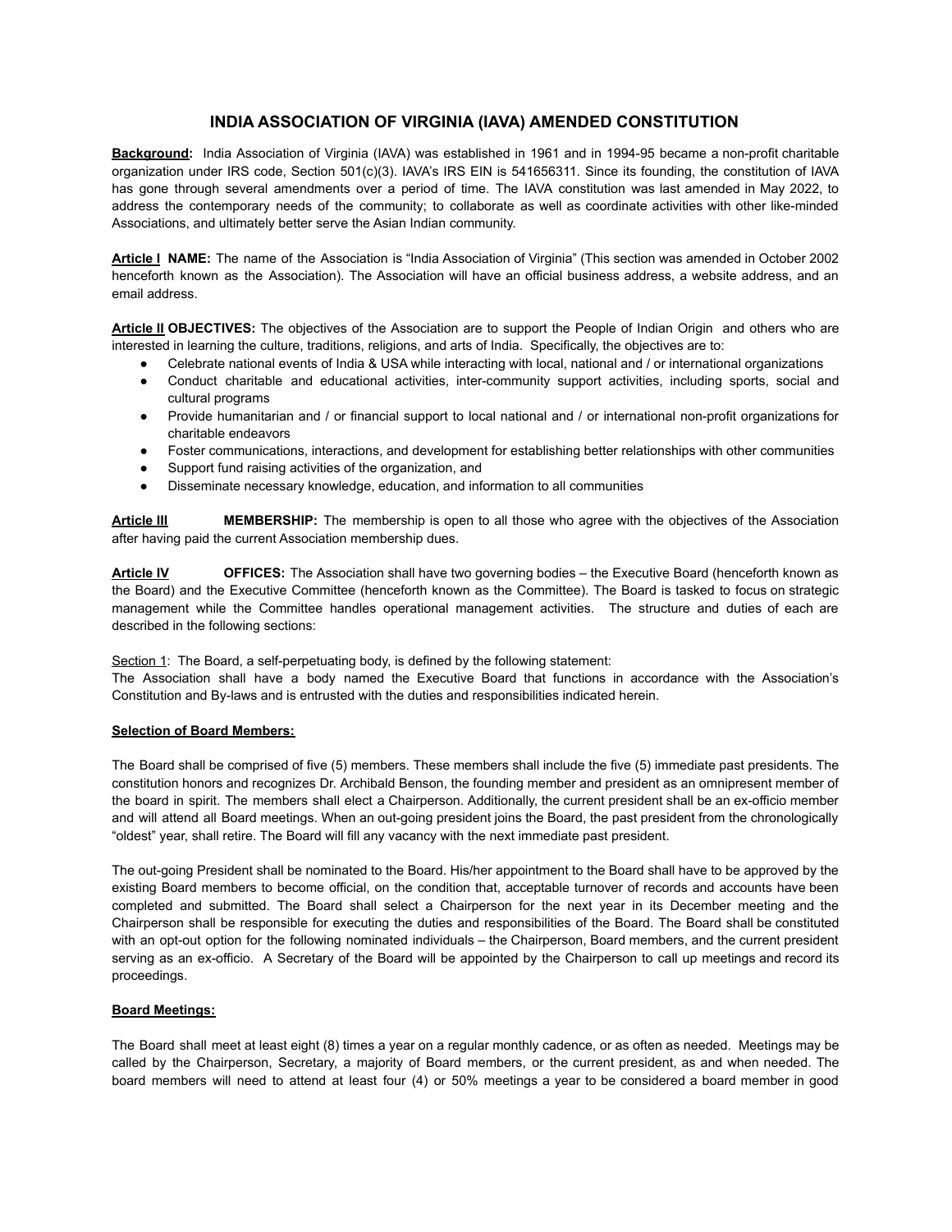# INDIA ASSOCIATION OF VIRGINIA (IAVA) AMENDED CONSTITUTION

**Background:** India Association of Virginia (IAVA) was established in 1961 and in 1994-95 became a non-profit charitable organization under IRS code, Section 501(c)(3). IAVA's IRS EIN is 541656311. Since its founding, the constitution of IAVA has gone through several amendments over a period of time. The IAVA constitution was last amended in May 2022, to address the contemporary needs of the community; to collaborate as well as coordinate activities with other like-minded Associations, and ultimately better serve the Asian Indian community.

**Article I NAME:** The name of the Association is "India Association of Virginia" (This section was amended in October 2002 henceforth known as the Association). The Association will have an official business address, a website address, and an email address.

**Article II OBJECTIVES:** The objectives of the Association are to support the People of Indian Origin and others who are interested in learning the culture, traditions, religions, and arts of India. Specifically, the objectives are to:

- Celebrate national events of India & USA while interacting with local, national and / or international organizations
- Conduct charitable and educational activities, inter-community support activities, including sports, social and cultural programs
- Provide humanitarian and / or financial support to local national and / or international non-profit organizations for charitable endeavors
- Foster communications, interactions, and development for establishing better relationships with other communities
- Support fund raising activities of the organization, and
- Disseminate necessary knowledge, education, and information to all communities

**Article III MEMBERSHIP:** The membership is open to all those who agree with the objectives of the Association after having paid the current Association membership dues.

**Article IV OFFICES:** The Association shall have two governing bodies – the Executive Board (henceforth known as the Board) and the Executive Committee (henceforth known as the Committee). The Board is tasked to focus on strategic management while the Committee handles operational management activities. The structure and duties of each are described in the following sections:

Section 1: The Board, a self-perpetuating body, is defined by the following statement:
The Association shall have a body named the Executive Board that functions in accordance with the Association's Constitution and By-laws and is entrusted with the duties and responsibilities indicated herein.

**Selection of Board Members:**

The Board shall be comprised of five (5) members. These members shall include the five (5) immediate past presidents. The constitution honors and recognizes Dr. Archibald Benson, the founding member and president as an omnipresent member of the board in spirit. The members shall elect a Chairperson. Additionally, the current president shall be an ex-officio member and will attend all Board meetings. When an out-going president joins the Board, the past president from the chronologically "oldest" year, shall retire. The Board will fill any vacancy with the next immediate past president.

The out-going President shall be nominated to the Board. His/her appointment to the Board shall have to be approved by the existing Board members to become official, on the condition that, acceptable turnover of records and accounts have been completed and submitted. The Board shall select a Chairperson for the next year in its December meeting and the Chairperson shall be responsible for executing the duties and responsibilities of the Board. The Board shall be constituted with an opt-out option for the following nominated individuals – the Chairperson, Board members, and the current president serving as an ex-officio. A Secretary of the Board will be appointed by the Chairperson to call up meetings and record its proceedings.

**Board Meetings:**

The Board shall meet at least eight (8) times a year on a regular monthly cadence, or as often as needed. Meetings may be called by the Chairperson, Secretary, a majority of Board members, or the current president, as and when needed. The board members will need to attend at least four (4) or 50% meetings a year to be considered a board member in good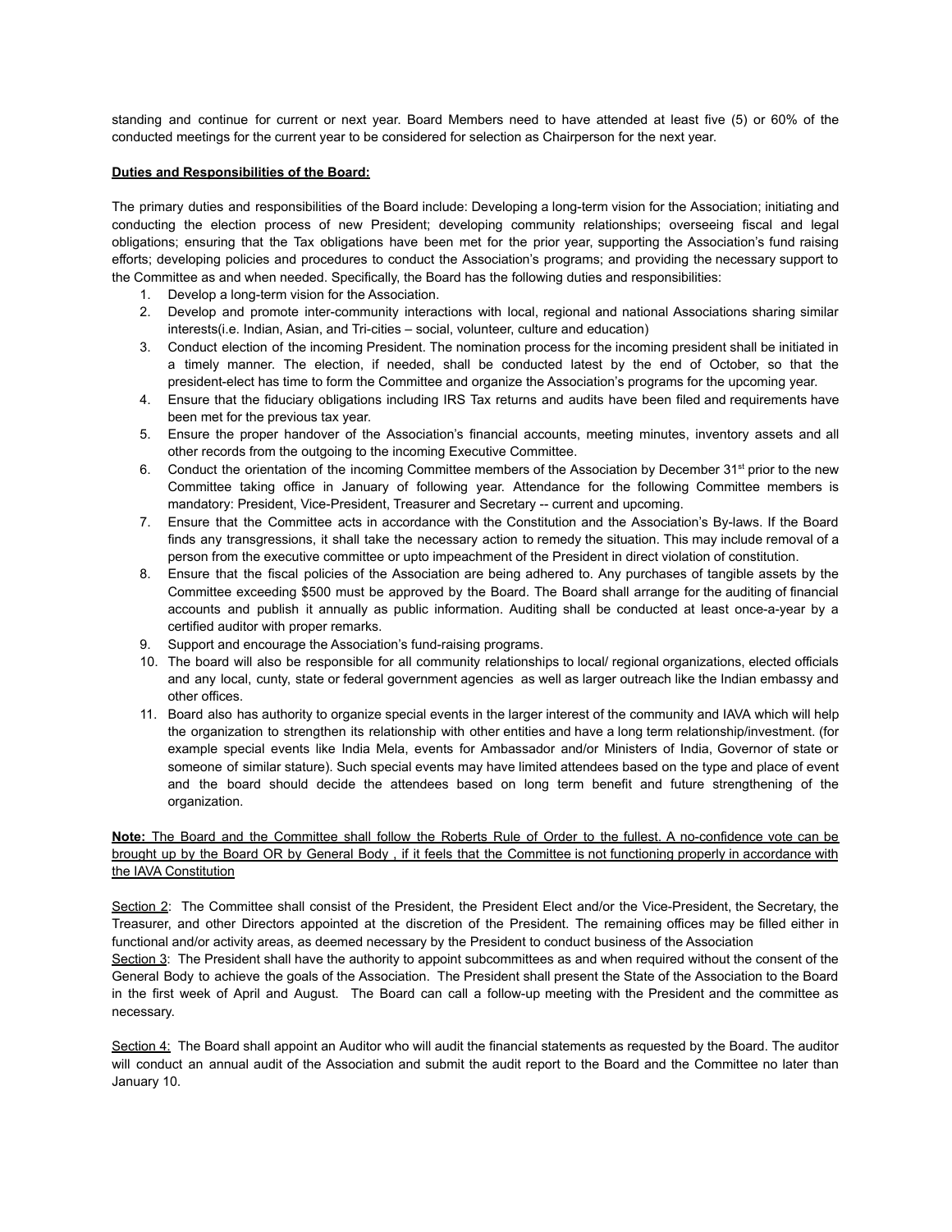standing and continue for current or next year. Board Members need to have attended at least five (5) or 60% of the conducted meetings for the current year to be considered for selection as Chairperson for the next year.

**Duties and Responsibilities of the Board:**

The primary duties and responsibilities of the Board include: Developing a long-term vision for the Association; initiating and conducting the election process of new President; developing community relationships; overseeing fiscal and legal obligations; ensuring that the Tax obligations have been met for the prior year, supporting the Association's fund raising efforts; developing policies and procedures to conduct the Association's programs; and providing the necessary support to the Committee as and when needed. Specifically, the Board has the following duties and responsibilities:

1. Develop a long-term vision for the Association.
2. Develop and promote inter-community interactions with local, regional and national Associations sharing similar interests(i.e. Indian, Asian, and Tri-cities – social, volunteer, culture and education)
3. Conduct election of the incoming President. The nomination process for the incoming president shall be initiated in a timely manner. The election, if needed, shall be conducted latest by the end of October, so that the president-elect has time to form the Committee and organize the Association's programs for the upcoming year.
4. Ensure that the fiduciary obligations including IRS Tax returns and audits have been filed and requirements have been met for the previous tax year.
5. Ensure the proper handover of the Association's financial accounts, meeting minutes, inventory assets and all other records from the outgoing to the incoming Executive Committee.
6. Conduct the orientation of the incoming Committee members of the Association by December 31st prior to the new Committee taking office in January of following year. Attendance for the following Committee members is mandatory: President, Vice-President, Treasurer and Secretary -- current and upcoming.
7. Ensure that the Committee acts in accordance with the Constitution and the Association's By-laws. If the Board finds any transgressions, it shall take the necessary action to remedy the situation. This may include removal of a person from the executive committee or upto impeachment of the President in direct violation of constitution.
8. Ensure that the fiscal policies of the Association are being adhered to. Any purchases of tangible assets by the Committee exceeding $500 must be approved by the Board. The Board shall arrange for the auditing of financial accounts and publish it annually as public information. Auditing shall be conducted at least once-a-year by a certified auditor with proper remarks.
9. Support and encourage the Association's fund-raising programs.
10. The board will also be responsible for all community relationships to local/ regional organizations, elected officials and any local, cunty, state or federal government agencies as well as larger outreach like the Indian embassy and other offices.
11. Board also has authority to organize special events in the larger interest of the community and IAVA which will help the organization to strengthen its relationship with other entities and have a long term relationship/investment. (for example special events like India Mela, events for Ambassador and/or Ministers of India, Governor of state or someone of similar stature). Such special events may have limited attendees based on the type and place of event and the board should decide the attendees based on long term benefit and future strengthening of the organization.

**Note:** The Board and the Committee shall follow the Roberts Rule of Order to the fullest. A no-confidence vote can be brought up by the Board OR by General Body , if it feels that the Committee is not functioning properly in accordance with the IAVA Constitution

Section 2: The Committee shall consist of the President, the President Elect and/or the Vice-President, the Secretary, the Treasurer, and other Directors appointed at the discretion of the President. The remaining offices may be filled either in functional and/or activity areas, as deemed necessary by the President to conduct business of the Association

Section 3: The President shall have the authority to appoint subcommittees as and when required without the consent of the General Body to achieve the goals of the Association. The President shall present the State of the Association to the Board in the first week of April and August. The Board can call a follow-up meeting with the President and the committee as necessary.

Section 4: The Board shall appoint an Auditor who will audit the financial statements as requested by the Board. The auditor will conduct an annual audit of the Association and submit the audit report to the Board and the Committee no later than January 10.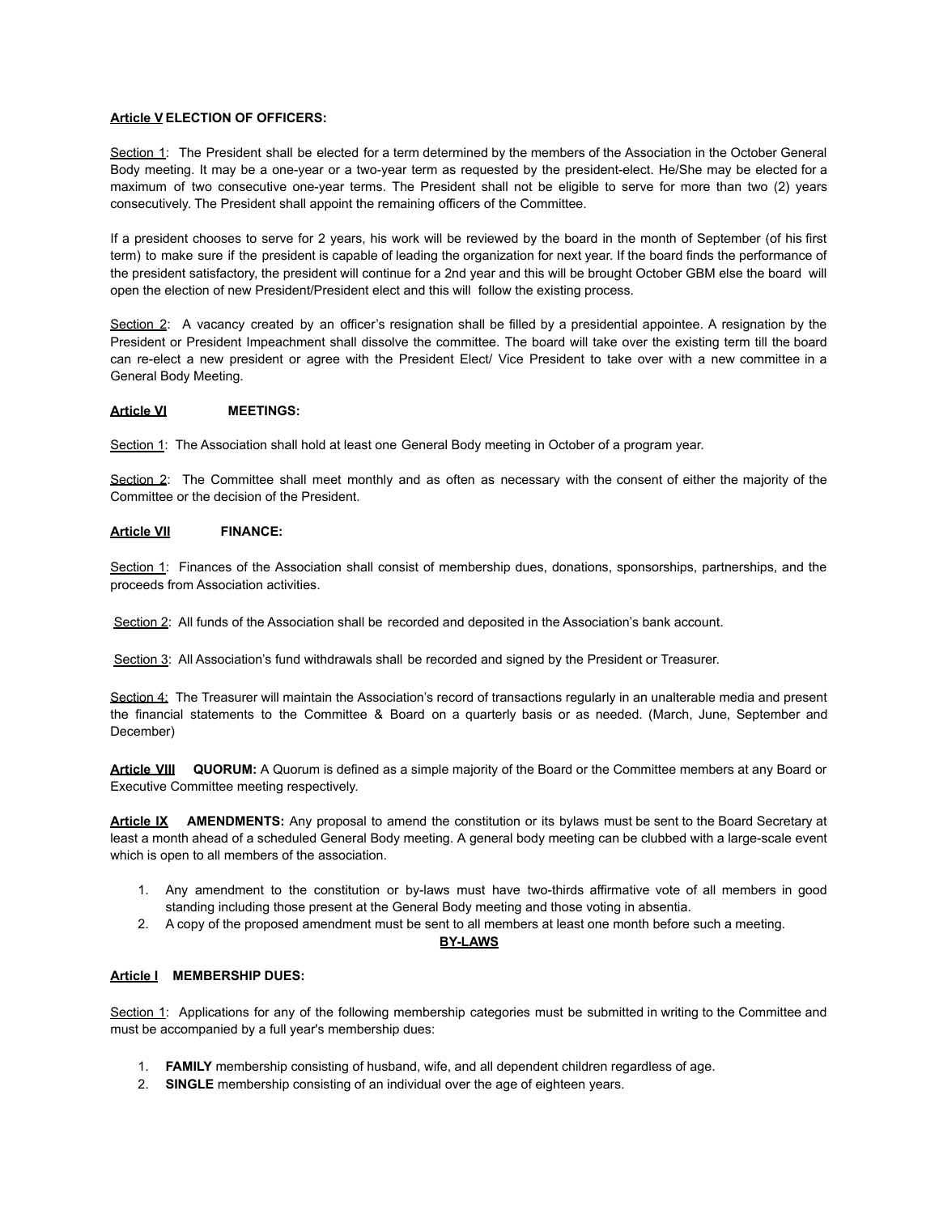**Article V ELECTION OF OFFICERS:**

Section 1: The President shall be elected for a term determined by the members of the Association in the October General Body meeting. It may be a one-year or a two-year term as requested by the president-elect. He/She may be elected for a maximum of two consecutive one-year terms. The President shall not be eligible to serve for more than two (2) years consecutively. The President shall appoint the remaining officers of the Committee.

If a president chooses to serve for 2 years, his work will be reviewed by the board in the month of September (of his first term) to make sure if the president is capable of leading the organization for next year. If the board finds the performance of the president satisfactory, the president will continue for a 2nd year and this will be brought October GBM else the board will open the election of new President/President elect and this will follow the existing process.

Section 2: A vacancy created by an officer's resignation shall be filled by a presidential appointee. A resignation by the President or President Impeachment shall dissolve the committee. The board will take over the existing term till the board can re-elect a new president or agree with the President Elect/ Vice President to take over with a new committee in a General Body Meeting.

**Article VI MEETINGS:**

Section 1: The Association shall hold at least one General Body meeting in October of a program year.

Section 2: The Committee shall meet monthly and as often as necessary with the consent of either the majority of the Committee or the decision of the President.

**Article VII FINANCE:**

Section 1: Finances of the Association shall consist of membership dues, donations, sponsorships, partnerships, and the proceeds from Association activities.

Section 2: All funds of the Association shall be recorded and deposited in the Association's bank account.

Section 3: All Association's fund withdrawals shall be recorded and signed by the President or Treasurer.

Section 4: The Treasurer will maintain the Association's record of transactions regularly in an unalterable media and present the financial statements to the Committee & Board on a quarterly basis or as needed. (March, June, September and December)

**Article VIII QUORUM:** A Quorum is defined as a simple majority of the Board or the Committee members at any Board or Executive Committee meeting respectively.

**Article IX AMENDMENTS:** Any proposal to amend the constitution or its bylaws must be sent to the Board Secretary at least a month ahead of a scheduled General Body meeting. A general body meeting can be clubbed with a large-scale event which is open to all members of the association.

1. Any amendment to the constitution or by-laws must have two-thirds affirmative vote of all members in good standing including those present at the General Body meeting and those voting in absentia.
2. A copy of the proposed amendment must be sent to all members at least one month before such a meeting.

**BY-LAWS**

**Article I MEMBERSHIP DUES:**

Section 1: Applications for any of the following membership categories must be submitted in writing to the Committee and must be accompanied by a full year's membership dues:

1. **FAMILY** membership consisting of husband, wife, and all dependent children regardless of age.
2. **SINGLE** membership consisting of an individual over the age of eighteen years.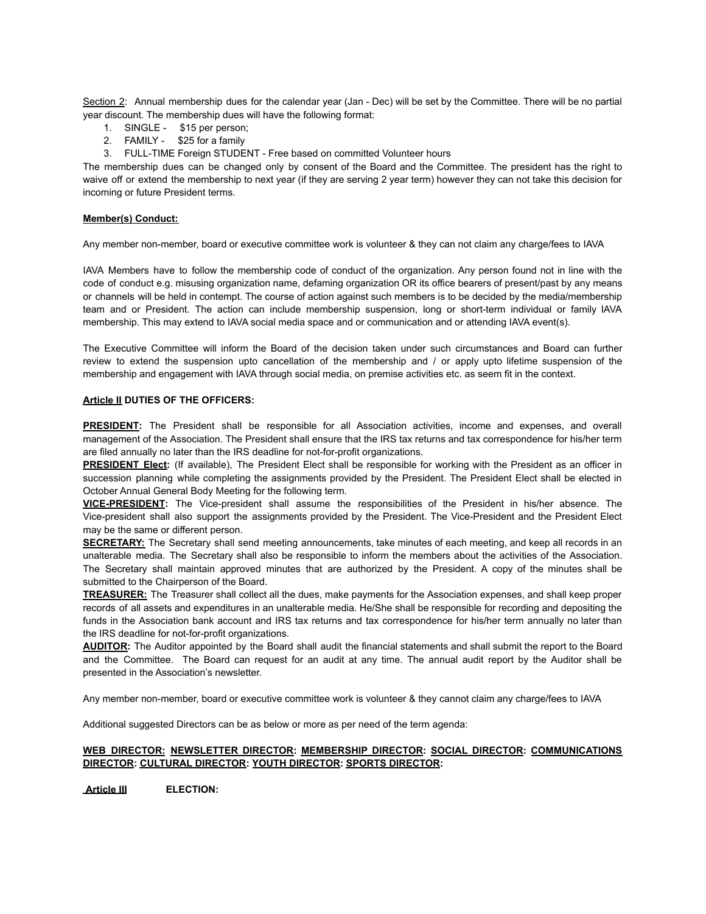<u>Section 2</u>: Annual membership dues for the calendar year (Jan - Dec) will be set by the Committee. There will be no partial year discount. The membership dues will have the following format:

1. SINGLE - $15 per person;
2. FAMILY - $25 for a family
3. FULL-TIME Foreign STUDENT - Free based on committed Volunteer hours

The membership dues can be changed only by consent of the Board and the Committee. The president has the right to waive off or extend the membership to next year (if they are serving 2 year term) however they can not take this decision for incoming or future President terms.

**<u>Member(s) Conduct:</u>**

Any member non-member, board or executive committee work is volunteer & they can not claim any charge/fees to IAVA

IAVA Members have to follow the membership code of conduct of the organization. Any person found not in line with the code of conduct e.g. misusing organization name, defaming organization OR its office bearers of present/past by any means or channels will be held in contempt. The course of action against such members is to be decided by the media/membership team and or President. The action can include membership suspension, long or short-term individual or family IAVA membership. This may extend to IAVA social media space and or communication and or attending IAVA event(s).

The Executive Committee will inform the Board of the decision taken under such circumstances and Board can further review to extend the suspension upto cancellation of the membership and / or apply upto lifetime suspension of the membership and engagement with IAVA through social media, on premise activities etc. as seem fit in the context.

**<u>Article II</u> DUTIES OF THE OFFICERS:**

**<u>PRESIDENT</u>:** The President shall be responsible for all Association activities, income and expenses, and overall management of the Association. The President shall ensure that the IRS tax returns and tax correspondence for his/her term are filed annually no later than the IRS deadline for not-for-profit organizations.

**<u>PRESIDENT Elect</u>:** (If available), The President Elect shall be responsible for working with the President as an officer in succession planning while completing the assignments provided by the President. The President Elect shall be elected in October Annual General Body Meeting for the following term.

**<u>VICE-PRESIDENT</u>:** The Vice-president shall assume the responsibilities of the President in his/her absence. The Vice-president shall also support the assignments provided by the President. The Vice-President and the President Elect may be the same or different person.

**<u>SECRETARY:</u>** The Secretary shall send meeting announcements, take minutes of each meeting, and keep all records in an unalterable media. The Secretary shall also be responsible to inform the members about the activities of the Association. The Secretary shall maintain approved minutes that are authorized by the President. A copy of the minutes shall be submitted to the Chairperson of the Board.

**<u>TREASURER:</u>** The Treasurer shall collect all the dues, make payments for the Association expenses, and shall keep proper records of all assets and expenditures in an unalterable media. He/She shall be responsible for recording and depositing the funds in the Association bank account and IRS tax returns and tax correspondence for his/her term annually no later than the IRS deadline for not-for-profit organizations.

**<u>AUDITOR</u>:** The Auditor appointed by the Board shall audit the financial statements and shall submit the report to the Board and the Committee. The Board can request for an audit at any time. The annual audit report by the Auditor shall be presented in the Association's newsletter.

Any member non-member, board or executive committee work is volunteer & they cannot claim any charge/fees to IAVA

Additional suggested Directors can be as below or more as per need of the term agenda:

**<u>WEB DIRECTOR:</u> <u>NEWSLETTER DIRECTOR</u>: <u>MEMBERSHIP DIRECTOR</u>: <u>SOCIAL DIRECTOR</u>: <u>COMMUNICATIONS DIRECTOR</u>: <u>CULTURAL DIRECTOR</u>: <u>YOUTH DIRECTOR</u>: <u>SPORTS DIRECTOR</u>:**

**<u>Article III</u> ELECTION:**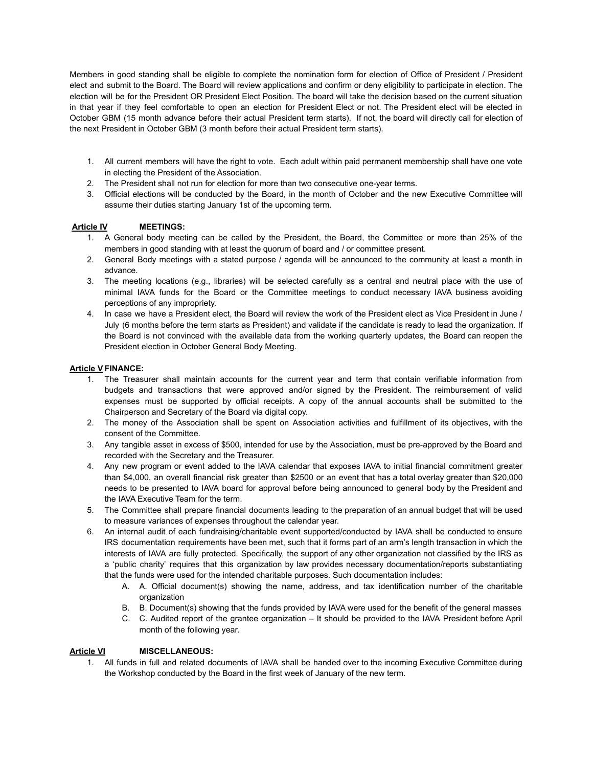Members in good standing shall be eligible to complete the nomination form for election of Office of President / President elect and submit to the Board. The Board will review applications and confirm or deny eligibility to participate in election. The election will be for the President OR President Elect Position. The board will take the decision based on the current situation in that year if they feel comfortable to open an election for President Elect or not. The President elect will be elected in October GBM (15 month advance before their actual President term starts). If not, the board will directly call for election of the next President in October GBM (3 month before their actual President term starts).

1. All current members will have the right to vote. Each adult within paid permanent membership shall have one vote in electing the President of the Association.
2. The President shall not run for election for more than two consecutive one-year terms.
3. Official elections will be conducted by the Board, in the month of October and the new Executive Committee will assume their duties starting January 1st of the upcoming term.

**Article IV MEETINGS:**

1. A General body meeting can be called by the President, the Board, the Committee or more than 25% of the members in good standing with at least the quorum of board and / or committee present.
2. General Body meetings with a stated purpose / agenda will be announced to the community at least a month in advance.
3. The meeting locations (e.g., libraries) will be selected carefully as a central and neutral place with the use of minimal IAVA funds for the Board or the Committee meetings to conduct necessary IAVA business avoiding perceptions of any impropriety.
4. In case we have a President elect, the Board will review the work of the President elect as Vice President in June / July (6 months before the term starts as President) and validate if the candidate is ready to lead the organization. If the Board is not convinced with the available data from the working quarterly updates, the Board can reopen the President election in October General Body Meeting.

**Article V FINANCE:**

1. The Treasurer shall maintain accounts for the current year and term that contain verifiable information from budgets and transactions that were approved and/or signed by the President. The reimbursement of valid expenses must be supported by official receipts. A copy of the annual accounts shall be submitted to the Chairperson and Secretary of the Board via digital copy.
2. The money of the Association shall be spent on Association activities and fulfillment of its objectives, with the consent of the Committee.
3. Any tangible asset in excess of $500, intended for use by the Association, must be pre-approved by the Board and recorded with the Secretary and the Treasurer.
4. Any new program or event added to the IAVA calendar that exposes IAVA to initial financial commitment greater than $4,000, an overall financial risk greater than $2500 or an event that has a total overlay greater than $20,000 needs to be presented to IAVA board for approval before being announced to general body by the President and the IAVA Executive Team for the term.
5. The Committee shall prepare financial documents leading to the preparation of an annual budget that will be used to measure variances of expenses throughout the calendar year.
6. An internal audit of each fundraising/charitable event supported/conducted by IAVA shall be conducted to ensure IRS documentation requirements have been met, such that it forms part of an arm's length transaction in which the interests of IAVA are fully protected. Specifically, the support of any other organization not classified by the IRS as a 'public charity' requires that this organization by law provides necessary documentation/reports substantiating that the funds were used for the intended charitable purposes. Such documentation includes:
   A. A. Official document(s) showing the name, address, and tax identification number of the charitable organization
   B. B. Document(s) showing that the funds provided by IAVA were used for the benefit of the general masses
   C. C. Audited report of the grantee organization – It should be provided to the IAVA President before April month of the following year.

**Article VI MISCELLANEOUS:**

1. All funds in full and related documents of IAVA shall be handed over to the incoming Executive Committee during the Workshop conducted by the Board in the first week of January of the new term.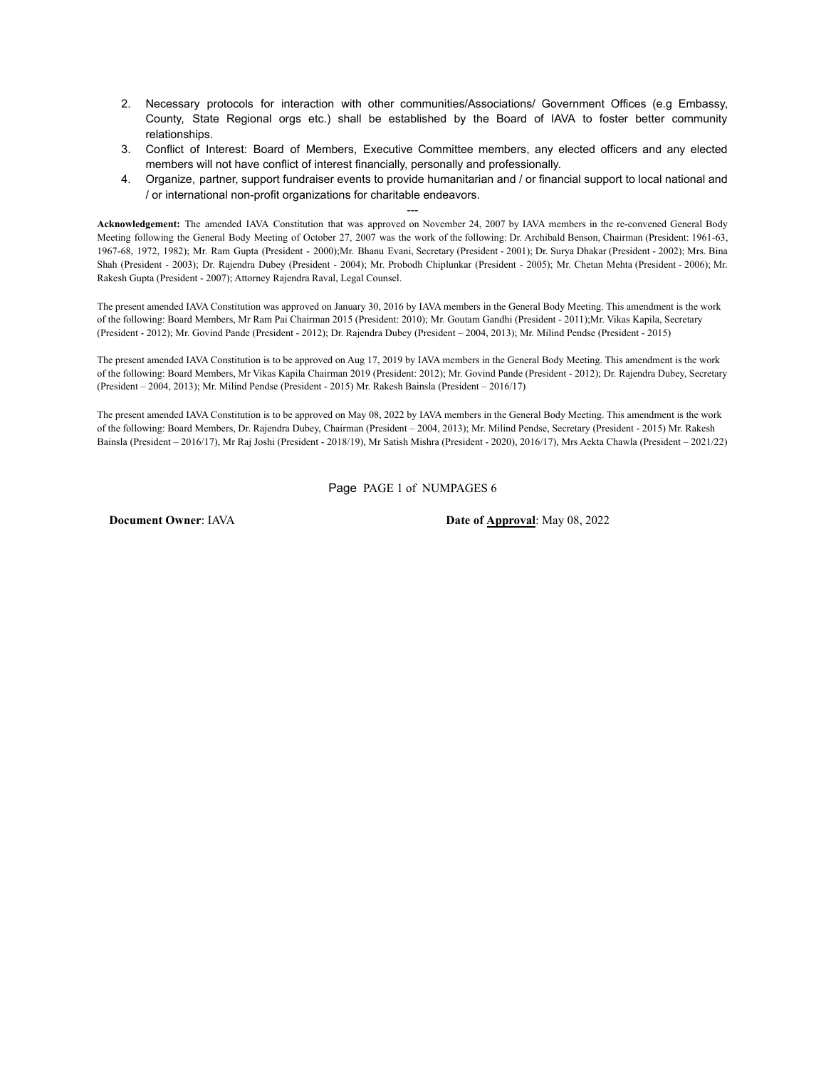2. Necessary protocols for interaction with other communities/Associations/ Government Offices (e.g Embassy, County, State Regional orgs etc.) shall be established by the Board of IAVA to foster better community relationships.
3. Conflict of Interest: Board of Members, Executive Committee members, any elected officers and any elected members will not have conflict of interest financially, personally and professionally.
4. Organize, partner, support fundraiser events to provide humanitarian and / or financial support to local national and / or international non-profit organizations for charitable endeavors.

---

**Acknowledgement:** The amended IAVA Constitution that was approved on November 24, 2007 by IAVA members in the re-convened General Body Meeting following the General Body Meeting of October 27, 2007 was the work of the following: Dr. Archibald Benson, Chairman (President: 1961-63, 1967-68, 1972, 1982); Mr. Ram Gupta (President - 2000);Mr. Bhanu Evani, Secretary (President - 2001); Dr. Surya Dhakar (President - 2002); Mrs. Bina Shah (President - 2003); Dr. Rajendra Dubey (President - 2004); Mr. Probodh Chiplunkar (President - 2005); Mr. Chetan Mehta (President - 2006); Mr. Rakesh Gupta (President - 2007); Attorney Rajendra Raval, Legal Counsel.

The present amended IAVA Constitution was approved on January 30, 2016 by IAVA members in the General Body Meeting. This amendment is the work of the following: Board Members, Mr Ram Pai Chairman 2015 (President: 2010); Mr. Goutam Gandhi (President - 2011);Mr. Vikas Kapila, Secretary (President - 2012); Mr. Govind Pande (President - 2012); Dr. Rajendra Dubey (President – 2004, 2013); Mr. Milind Pendse (President - 2015)

The present amended IAVA Constitution is to be approved on Aug 17, 2019 by IAVA members in the General Body Meeting. This amendment is the work of the following: Board Members, Mr Vikas Kapila Chairman 2019 (President: 2012); Mr. Govind Pande (President - 2012); Dr. Rajendra Dubey, Secretary (President – 2004, 2013); Mr. Milind Pendse (President - 2015) Mr. Rakesh Bainsla (President – 2016/17)

The present amended IAVA Constitution is to be approved on May 08, 2022 by IAVA members in the General Body Meeting. This amendment is the work of the following: Board Members, Dr. Rajendra Dubey, Chairman (President – 2004, 2013); Mr. Milind Pendse, Secretary (President - 2015) Mr. Rakesh Bainsla (President – 2016/17), Mr Raj Joshi (President - 2018/19), Mr Satish Mishra (President - 2020), 2016/17), Mrs Aekta Chawla (President – 2021/22)

**Document Owner**: IAVA **Date of Approval**: May 08, 2022